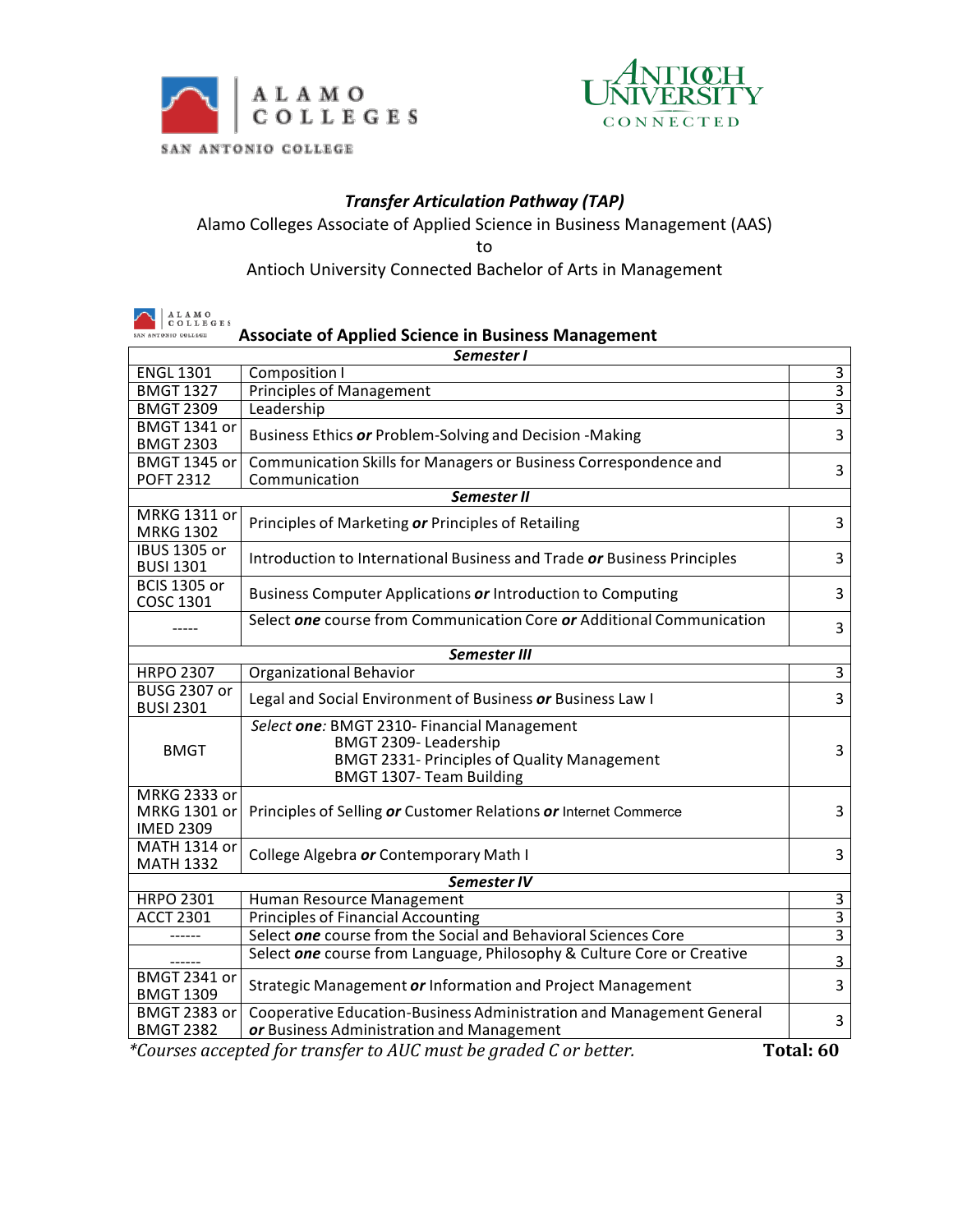# Transfer Articulation Pathway (TAP)

Alamo Colleges Associate of Applied Science in Business Management (AAS)

to

Antioch University Connected Bachelor of Arts in Management

## Associate of Applied Science in Business Management

| | | |
|---|---|---|
| | ***Semester I*** | |
| ENGL 1301 | Composition I | 3 |
| BMGT 1327 | Principles of Management | 3 |
| BMGT 2309 | Leadership | 3 |
| BMGT 1341 or BMGT 2303 | Business Ethics ***or*** Problem-Solving and Decision -Making | 3 |
| BMGT 1345 or POFT 2312 | Communication Skills for Managers or Business Correspondence and Communication | 3 |
| | ***Semester II*** | |
| MRKG 1311 or MRKG 1302 | Principles of Marketing ***or*** Principles of Retailing | 3 |
| IBUS 1305 or BUSI 1301 | Introduction to International Business and Trade ***or*** Business Principles | 3 |
| BCIS 1305 or COSC 1301 | Business Computer Applications ***or*** Introduction to Computing | 3 |
| ----- | Select ***one*** course from Communication Core ***or*** Additional Communication | 3 |
| | ***Semester III*** | |
| HRPO 2307 | Organizational Behavior | 3 |
| BUSG 2307 or BUSI 2301 | Legal and Social Environment of Business ***or*** Business Law I | 3 |
| BMGT | *Select* ***one****:* BMGT 2310- Financial Management<br>BMGT 2309- Leadership<br>BMGT 2331- Principles of Quality Management<br>BMGT 1307- Team Building | 3 |
| MRKG 2333 or MRKG 1301 or IMED 2309 | Principles of Selling ***or*** Customer Relations ***or*** Internet Commerce | 3 |
| MATH 1314 or MATH 1332 | College Algebra ***or*** Contemporary Math I | 3 |
| | ***Semester IV*** | |
| HRPO 2301 | Human Resource Management | 3 |
| ACCT 2301 | Principles of Financial Accounting | 3 |
| ------ | Select ***one*** course from the Social and Behavioral Sciences Core | 3 |
| ------ | Select ***one*** course from Language, Philosophy & Culture Core or Creative | 3 |
| BMGT 2341 or BMGT 1309 | Strategic Management ***or*** Information and Project Management | 3 |
| BMGT 2383 or BMGT 2382 | Cooperative Education-Business Administration and Management General ***or*** Business Administration and Management | 3 |

*\*Courses accepted for transfer to AUC must be graded C or better.* **Total: 60**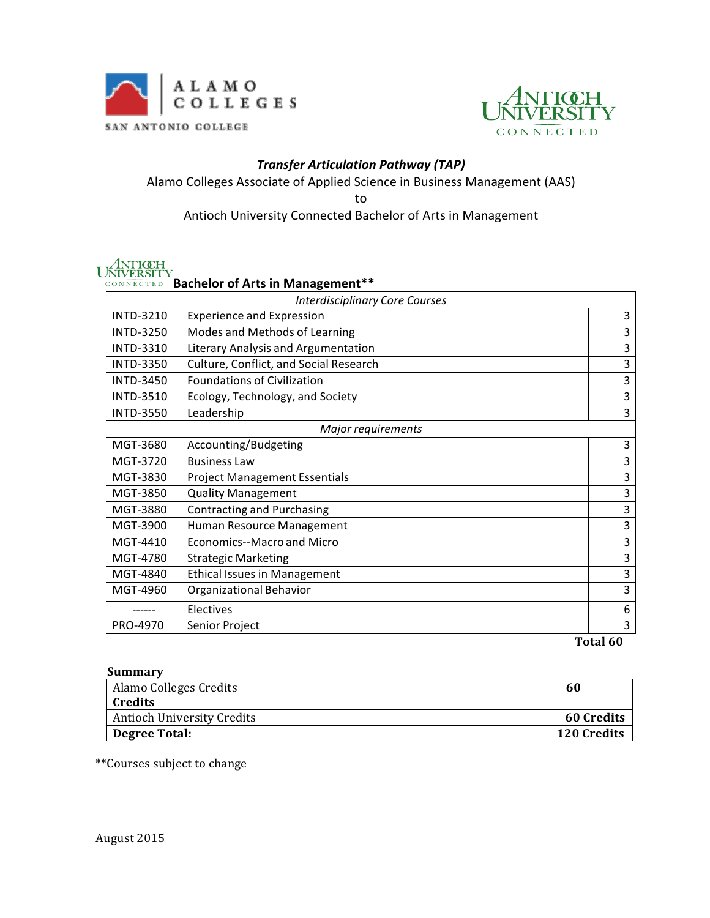ALAMO COLLEGES

SAN ANTONIO COLLEGE

ANTIOCH UNIVERSITY CONNECTED

### *Transfer Articulation Pathway (TAP)*

Alamo Colleges Associate of Applied Science in Business Management (AAS)

to

Antioch University Connected Bachelor of Arts in Management

## Bachelor of Arts in Management**

| | | |
|---|---|---|
| *Interdisciplinary Core Courses* | | |
| INTD-3210 | Experience and Expression | 3 |
| INTD-3250 | Modes and Methods of Learning | 3 |
| INTD-3310 | Literary Analysis and Argumentation | 3 |
| INTD-3350 | Culture, Conflict, and Social Research | 3 |
| INTD-3450 | Foundations of Civilization | 3 |
| INTD-3510 | Ecology, Technology, and Society | 3 |
| INTD-3550 | Leadership | 3 |
| *Major requirements* | | |
| MGT-3680 | Accounting/Budgeting | 3 |
| MGT-3720 | Business Law | 3 |
| MGT-3830 | Project Management Essentials | 3 |
| MGT-3850 | Quality Management | 3 |
| MGT-3880 | Contracting and Purchasing | 3 |
| MGT-3900 | Human Resource Management | 3 |
| MGT-4410 | Economics--Macro and Micro | 3 |
| MGT-4780 | Strategic Marketing | 3 |
| MGT-4840 | Ethical Issues in Management | 3 |
| MGT-4960 | Organizational Behavior | 3 |
| ------ | Electives | 6 |
| PRO-4970 | Senior Project | 3 |
| | | **Total 60** |

**Summary**

| | |
|---|---|
| Alamo Colleges Credits **Credits** | **60** |
| Antioch University Credits | **60 Credits** |
| **Degree Total:** | **120 Credits** |

**Courses subject to change

August 2015